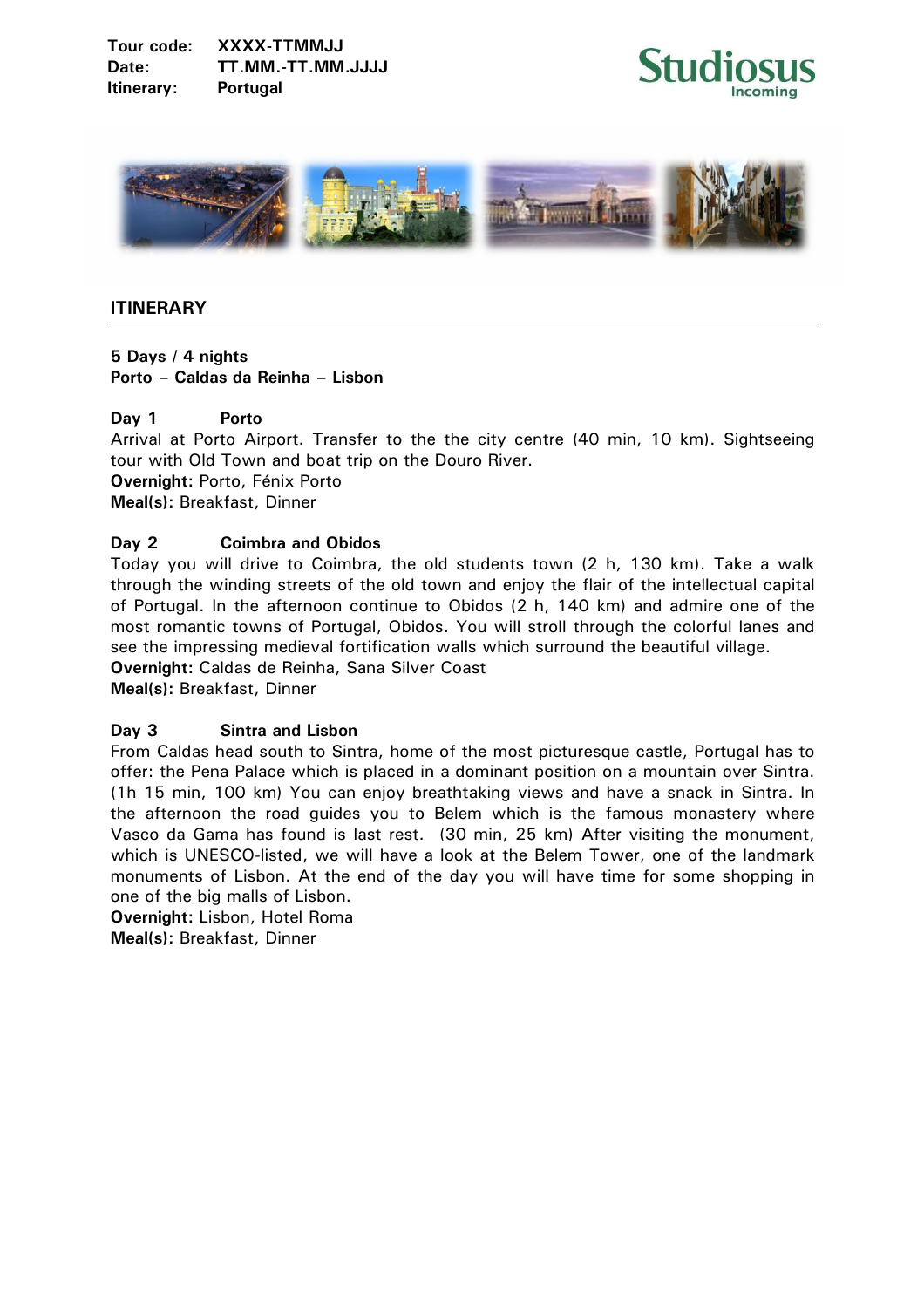**Tour code:** XXXX-TTMMJJ
**Date:** TT.MM.-TT.MM.JJJJ
**Itinerary:** Portugal

## ITINERARY

**5 Days / 4 nights**
**Porto – Caldas da Reinha – Lisbon**

### Day 1 Porto

Arrival at Porto Airport. Transfer to the the city centre (40 min, 10 km). Sightseeing tour with Old Town and boat trip on the Douro River.
**Overnight:** Porto, Fénix Porto
**Meal(s):** Breakfast, Dinner

### Day 2 Coimbra and Obidos

Today you will drive to Coimbra, the old students town (2 h, 130 km). Take a walk through the winding streets of the old town and enjoy the flair of the intellectual capital of Portugal. In the afternoon continue to Obidos (2 h, 140 km) and admire one of the most romantic towns of Portugal, Obidos. You will stroll through the colorful lanes and see the impressing medieval fortification walls which surround the beautiful village.
**Overnight:** Caldas de Reinha, Sana Silver Coast
**Meal(s):** Breakfast, Dinner

### Day 3 Sintra and Lisbon

From Caldas head south to Sintra, home of the most picturesque castle, Portugal has to offer: the Pena Palace which is placed in a dominant position on a mountain over Sintra. (1h 15 min, 100 km) You can enjoy breathtaking views and have a snack in Sintra. In the afternoon the road guides you to Belem which is the famous monastery where Vasco da Gama has found is last rest. (30 min, 25 km) After visiting the monument, which is UNESCO-listed, we will have a look at the Belem Tower, one of the landmark monuments of Lisbon. At the end of the day you will have time for some shopping in one of the big malls of Lisbon.
**Overnight:** Lisbon, Hotel Roma
**Meal(s):** Breakfast, Dinner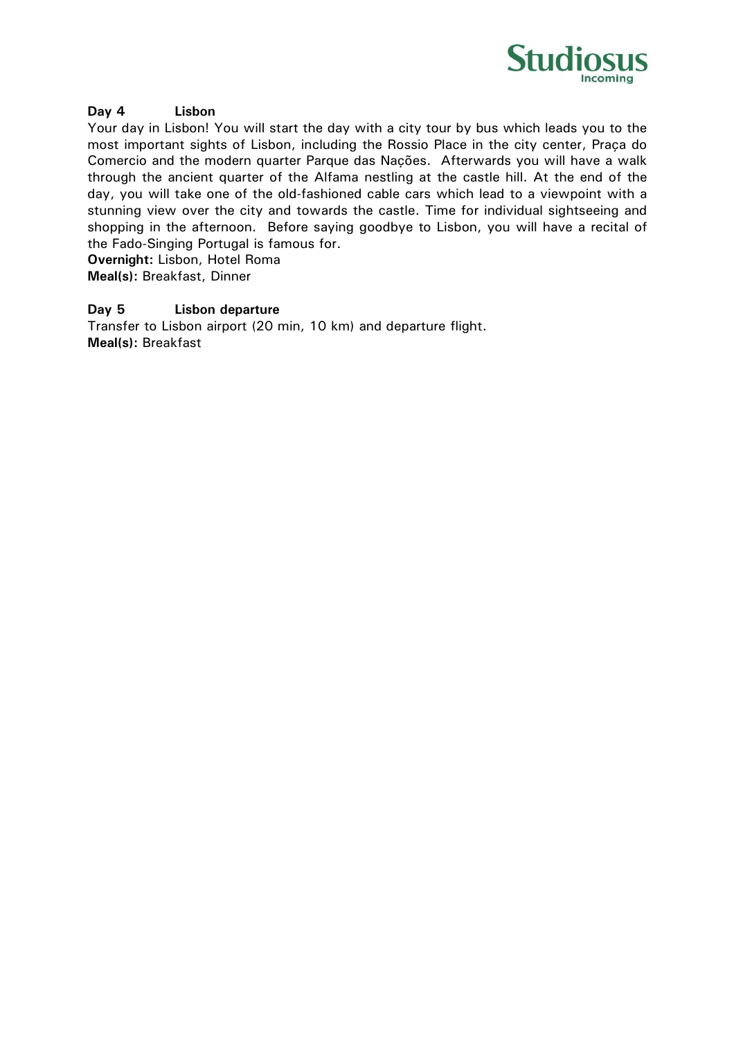**Day 4 Lisbon**

Your day in Lisbon! You will start the day with a city tour by bus which leads you to the most important sights of Lisbon, including the Rossio Place in the city center, Praça do Comercio and the modern quarter Parque das Nações. Afterwards you will have a walk through the ancient quarter of the Alfama nestling at the castle hill. At the end of the day, you will take one of the old-fashioned cable cars which lead to a viewpoint with a stunning view over the city and towards the castle. Time for individual sightseeing and shopping in the afternoon. Before saying goodbye to Lisbon, you will have a recital of the Fado-Singing Portugal is famous for.

**Overnight:** Lisbon, Hotel Roma

**Meal(s):** Breakfast, Dinner

**Day 5 Lisbon departure**

Transfer to Lisbon airport (20 min, 10 km) and departure flight.

**Meal(s):** Breakfast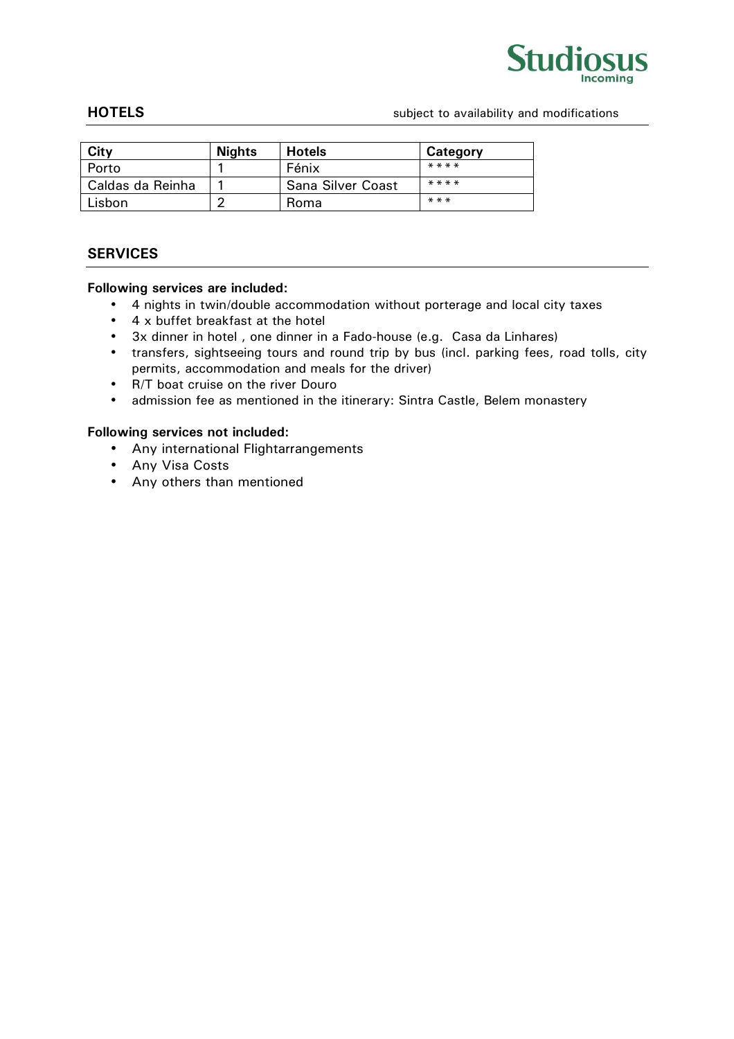## HOTELS

subject to availability and modifications

| City | Nights | Hotels | Category |
| --- | --- | --- | --- |
| Porto | 1 | Fénix | **** |
| Caldas da Reinha | 1 | Sana Silver Coast | **** |
| Lisbon | 2 | Roma | *** |

## SERVICES

**Following services are included:**

- 4 nights in twin/double accommodation without porterage and local city taxes
- 4 x buffet breakfast at the hotel
- 3x dinner in hotel , one dinner in a Fado-house (e.g.  Casa da Linhares)
- transfers, sightseeing tours and round trip by bus (incl. parking fees, road tolls, city permits, accommodation and meals for the driver)
- R/T boat cruise on the river Douro
- admission fee as mentioned in the itinerary: Sintra Castle, Belem monastery

**Following services not included:**

- Any international Flightarrangements
- Any Visa Costs
- Any others than mentioned